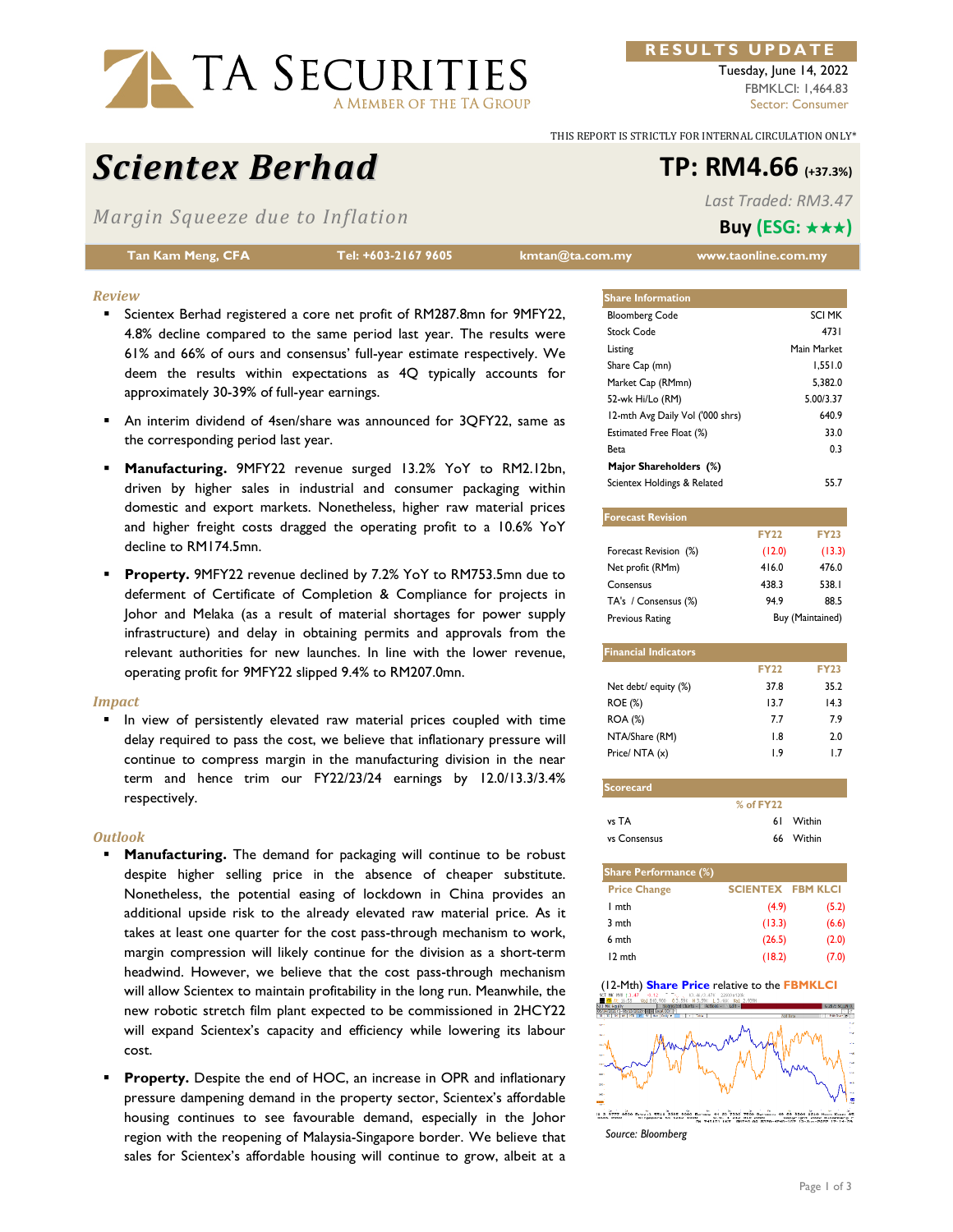**RESULTS UPDATE**

Tuesday, June 14, 2022
FBMKLCI: 1,464.83
Sector: Consumer

THIS REPORT IS STRICTLY FOR INTERNAL CIRCULATION ONLY*

# Scientex Berhad

## Margin Squeeze due to Inflation

**TP: RM4.66 (+37.3%)**

*Last Traded: RM3.47*

**Buy (ESG: ★★★)**

| Tan Kam Meng, CFA | Tel: +603-2167 9605 | kmtan@ta.com.my | www.taonline.com.my |
|---|---|---|---|

### Review

- Scientex Berhad registered a core net profit of RM287.8mn for 9MFY22, 4.8% decline compared to the same period last year. The results were 61% and 66% of ours and consensus' full-year estimate respectively. We deem the results within expectations as 4Q typically accounts for approximately 30-39% of full-year earnings.
- An interim dividend of 4sen/share was announced for 3QFY22, same as the corresponding period last year.
- **Manufacturing.** 9MFY22 revenue surged 13.2% YoY to RM2.12bn, driven by higher sales in industrial and consumer packaging within domestic and export markets. Nonetheless, higher raw material prices and higher freight costs dragged the operating profit to a 10.6% YoY decline to RM174.5mn.
- **Property.** 9MFY22 revenue declined by 7.2% YoY to RM753.5mn due to deferment of Certificate of Completion & Compliance for projects in Johor and Melaka (as a result of material shortages for power supply infrastructure) and delay in obtaining permits and approvals from the relevant authorities for new launches. In line with the lower revenue, operating profit for 9MFY22 slipped 9.4% to RM207.0mn.

### Impact

- In view of persistently elevated raw material prices coupled with time delay required to pass the cost, we believe that inflationary pressure will continue to compress margin in the manufacturing division in the near term and hence trim our FY22/23/24 earnings by 12.0/13.3/3.4% respectively.

### Outlook

- **Manufacturing.** The demand for packaging will continue to be robust despite higher selling price in the absence of cheaper substitute. Nonetheless, the potential easing of lockdown in China provides an additional upside risk to the already elevated raw material price. As it takes at least one quarter for the cost pass-through mechanism to work, margin compression will likely continue for the division as a short-term headwind. However, we believe that the cost pass-through mechanism will allow Scientex to maintain profitability in the long run. Meanwhile, the new robotic stretch film plant expected to be commissioned in 2HCY22 will expand Scientex's capacity and efficiency while lowering its labour cost.
- **Property.** Despite the end of HOC, an increase in OPR and inflationary pressure dampening demand in the property sector, Scientex's affordable housing continues to see favourable demand, especially in the Johor region with the reopening of Malaysia-Singapore border. We believe that sales for Scientex's affordable housing will continue to grow, albeit at a

| Share Information | |
|---|---|
| Bloomberg Code | SCI MK |
| Stock Code | 4731 |
| Listing | Main Market |
| Share Cap (mn) | 1,551.0 |
| Market Cap (RMmn) | 5,382.0 |
| 52-wk Hi/Lo (RM) | 5.00/3.37 |
| 12-mth Avg Daily Vol ('000 shrs) | 640.9 |
| Estimated Free Float (%) | 33.0 |
| Beta | 0.3 |
| **Major Shareholders (%)** | |
| Scientex Holdings & Related | 55.7 |

| Forecast Revision | FY22 | FY23 |
|---|---|---|
| Forecast Revision (%) | (12.0) | (13.3) |
| Net profit (RMm) | 416.0 | 476.0 |
| Consensus | 438.3 | 538.1 |
| TA's / Consensus (%) | 94.9 | 88.5 |
| Previous Rating | Buy (Maintained) | |

| Financial Indicators | FY22 | FY23 |
|---|---|---|
| Net debt/ equity (%) | 37.8 | 35.2 |
| ROE (%) | 13.7 | 14.3 |
| ROA (%) | 7.7 | 7.9 |
| NTA/Share (RM) | 1.8 | 2.0 |
| Price/ NTA (x) | 1.9 | 1.7 |

| Scorecard | % of FY22 | |
|---|---|---|
| vs TA | 61 | Within |
| vs Consensus | 66 | Within |

| Share Performance (%) | | |
|---|---|---|
| Price Change | SCIENTEX | FBM KLCI |
| 1 mth | (4.9) | (5.2) |
| 3 mth | (13.3) | (6.6) |
| 6 mth | (26.5) | (2.0) |
| 12 mth | (18.2) | (7.0) |

(12-Mth) Share Price relative to the FBMKLCI

Source: Bloomberg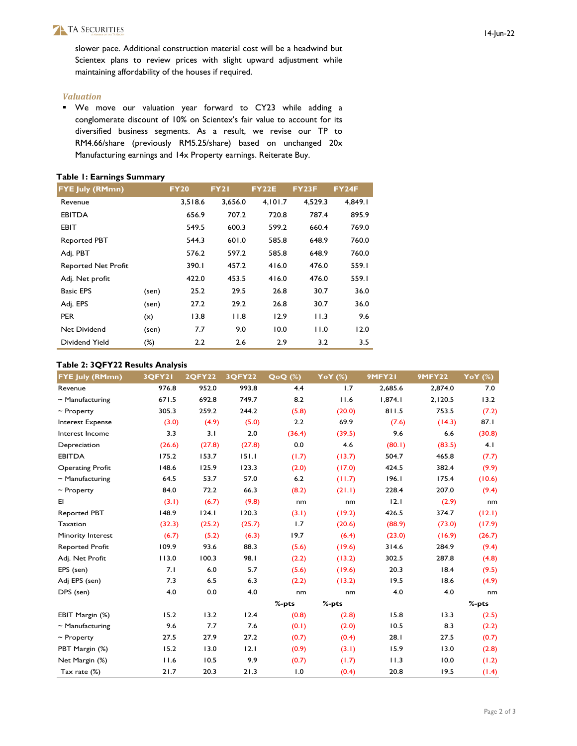slower pace. Additional construction material cost will be a headwind but Scientex plans to review prices with slight upward adjustment while maintaining affordability of the houses if required.

### *Valuation*

- We move our valuation year forward to CY23 while adding a conglomerate discount of 10% on Scientex's fair value to account for its diversified business segments. As a result, we revise our TP to RM4.66/share (previously RM5.25/share) based on unchanged 20x Manufacturing earnings and 14x Property earnings. Reiterate Buy.

**Table 1: Earnings Summary**

| FYE July (RMmn) | | FY20 | FY21 | FY22E | FY23F | FY24F |
|---|---|---|---|---|---|---|
| Revenue | | 3,518.6 | 3,656.0 | 4,101.7 | 4,529.3 | 4,849.1 |
| EBITDA | | 656.9 | 707.2 | 720.8 | 787.4 | 895.9 |
| EBIT | | 549.5 | 600.3 | 599.2 | 660.4 | 769.0 |
| Reported PBT | | 544.3 | 601.0 | 585.8 | 648.9 | 760.0 |
| Adj. PBT | | 576.2 | 597.2 | 585.8 | 648.9 | 760.0 |
| Reported Net Profit | | 390.1 | 457.2 | 416.0 | 476.0 | 559.1 |
| Adj. Net profit | | 422.0 | 453.5 | 416.0 | 476.0 | 559.1 |
| Basic EPS | (sen) | 25.2 | 29.5 | 26.8 | 30.7 | 36.0 |
| Adj. EPS | (sen) | 27.2 | 29.2 | 26.8 | 30.7 | 36.0 |
| PER | (x) | 13.8 | 11.8 | 12.9 | 11.3 | 9.6 |
| Net Dividend | (sen) | 7.7 | 9.0 | 10.0 | 11.0 | 12.0 |
| Dividend Yield | (%) | 2.2 | 2.6 | 2.9 | 3.2 | 3.5 |

**Table 2: 3QFY22 Results Analysis**

| FYE July (RMmn) | 3QFY21 | 2QFY22 | 3QFY22 | QoQ (%) | YoY (%) | 9MFY21 | 9MFY22 | YoY (%) |
|---|---|---|---|---|---|---|---|---|
| Revenue | 976.8 | 952.0 | 993.8 | 4.4 | 1.7 | 2,685.6 | 2,874.0 | 7.0 |
| ~ Manufacturing | 671.5 | 692.8 | 749.7 | 8.2 | 11.6 | 1,874.1 | 2,120.5 | 13.2 |
| ~ Property | 305.3 | 259.2 | 244.2 | (5.8) | (20.0) | 811.5 | 753.5 | (7.2) |
| Interest Expense | (3.0) | (4.9) | (5.0) | 2.2 | 69.9 | (7.6) | (14.3) | 87.1 |
| Interest Income | 3.3 | 3.1 | 2.0 | (36.4) | (39.5) | 9.6 | 6.6 | (30.8) |
| Depreciation | (26.6) | (27.8) | (27.8) | 0.0 | 4.6 | (80.1) | (83.5) | 4.1 |
| EBITDA | 175.2 | 153.7 | 151.1 | (1.7) | (13.7) | 504.7 | 465.8 | (7.7) |
| Operating Profit | 148.6 | 125.9 | 123.3 | (2.0) | (17.0) | 424.5 | 382.4 | (9.9) |
| ~ Manufacturing | 64.5 | 53.7 | 57.0 | 6.2 | (11.7) | 196.1 | 175.4 | (10.6) |
| ~ Property | 84.0 | 72.2 | 66.3 | (8.2) | (21.1) | 228.4 | 207.0 | (9.4) |
| EI | (3.1) | (6.7) | (9.8) | nm | nm | 12.1 | (2.9) | nm |
| Reported PBT | 148.9 | 124.1 | 120.3 | (3.1) | (19.2) | 426.5 | 374.7 | (12.1) |
| Taxation | (32.3) | (25.2) | (25.7) | 1.7 | (20.6) | (88.9) | (73.0) | (17.9) |
| Minority Interest | (6.7) | (5.2) | (6.3) | 19.7 | (6.4) | (23.0) | (16.9) | (26.7) |
| Reported Profit | 109.9 | 93.6 | 88.3 | (5.6) | (19.6) | 314.6 | 284.9 | (9.4) |
| Adj. Net Profit | 113.0 | 100.3 | 98.1 | (2.2) | (13.2) | 302.5 | 287.8 | (4.8) |
| EPS (sen) | 7.1 | 6.0 | 5.7 | (5.6) | (19.6) | 20.3 | 18.4 | (9.5) |
| Adj EPS (sen) | 7.3 | 6.5 | 6.3 | (2.2) | (13.2) | 19.5 | 18.6 | (4.9) |
| DPS (sen) | 4.0 | 0.0 | 4.0 | nm | nm | 4.0 | 4.0 | nm |
| | | | | %-pts | %-pts | | | %-pts |
| EBIT Margin (%) | 15.2 | 13.2 | 12.4 | (0.8) | (2.8) | 15.8 | 13.3 | (2.5) |
| ~ Manufacturing | 9.6 | 7.7 | 7.6 | (0.1) | (2.0) | 10.5 | 8.3 | (2.2) |
| ~ Property | 27.5 | 27.9 | 27.2 | (0.7) | (0.4) | 28.1 | 27.5 | (0.7) |
| PBT Margin (%) | 15.2 | 13.0 | 12.1 | (0.9) | (3.1) | 15.9 | 13.0 | (2.8) |
| Net Margin (%) | 11.6 | 10.5 | 9.9 | (0.7) | (1.7) | 11.3 | 10.0 | (1.2) |
| Tax rate (%) | 21.7 | 20.3 | 21.3 | 1.0 | (0.4) | 20.8 | 19.5 | (1.4) |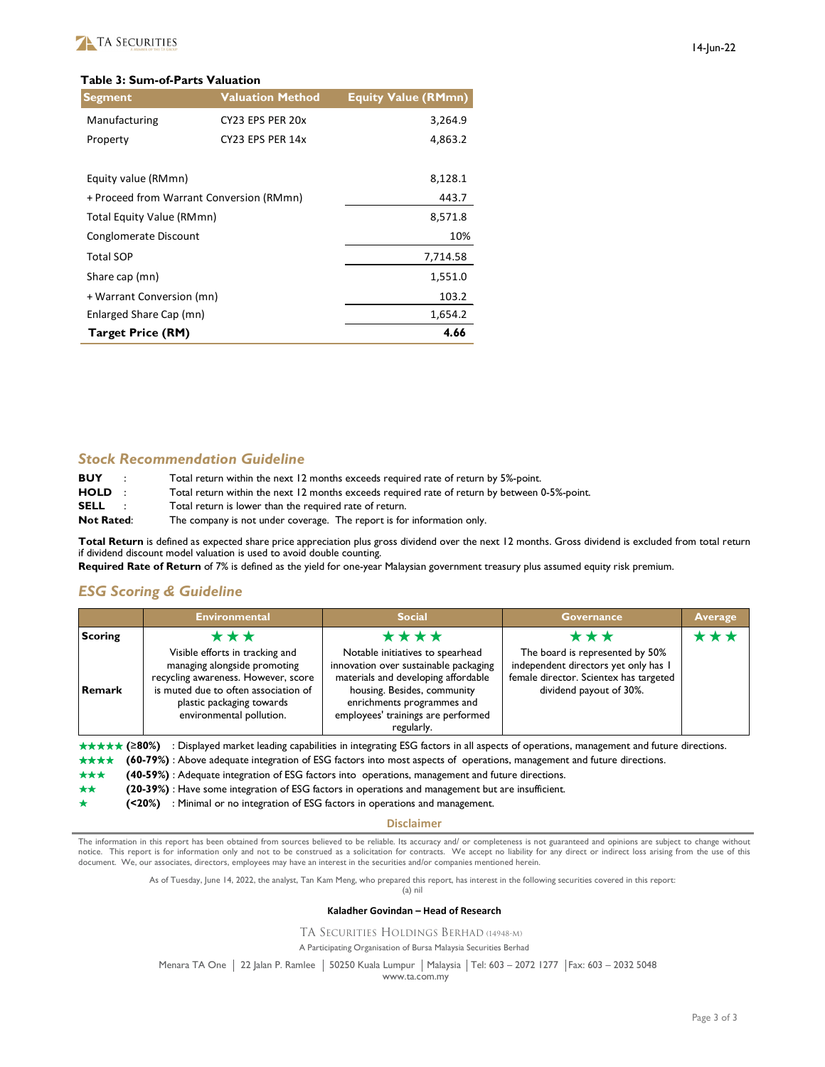**Table 3: Sum-of-Parts Valuation**

| Segment | Valuation Method | Equity Value (RMmn) |
|---|---|---|
| Manufacturing | CY23 EPS PER 20x | 3,264.9 |
| Property | CY23 EPS PER 14x | 4,863.2 |
| | | |
| Equity value (RMmn) | | 8,128.1 |
| + Proceed from Warrant Conversion (RMmn) | | 443.7 |
| Total Equity Value (RMmn) | | 8,571.8 |
| Conglomerate Discount | | 10% |
| Total SOP | | 7,714.58 |
| Share cap (mn) | | 1,551.0 |
| + Warrant Conversion (mn) | | 103.2 |
| Enlarged Share Cap (mn) | | 1,654.2 |
| **Target Price (RM)** | | **4.66** |

## *Stock Recommendation Guideline*

**BUY** : Total return within the next 12 months exceeds required rate of return by 5%-point.
**HOLD** : Total return within the next 12 months exceeds required rate of return by between 0-5%-point.
**SELL** : Total return is lower than the required rate of return.
**Not Rated**: The company is not under coverage. The report is for information only.

**Total Return** is defined as expected share price appreciation plus gross dividend over the next 12 months. Gross dividend is excluded from total return if dividend discount model valuation is used to avoid double counting.
**Required Rate of Return** of 7% is defined as the yield for one-year Malaysian government treasury plus assumed equity risk premium.

## *ESG Scoring & Guideline*

| | Environmental | Social | Governance | Average |
|---|---|---|---|---|
| **Scoring** | ★★★ | ★★★★ | ★★★ | ★★★ |
| **Remark** | Visible efforts in tracking and managing alongside promoting recycling awareness. However, score is muted due to often association of plastic packaging towards environmental pollution. | Notable initiatives to spearhead innovation over sustainable packaging materials and developing affordable housing. Besides, community enrichments programmes and employees' trainings are performed regularly. | The board is represented by 50% independent directors yet only has 1 female director. Scientex has targeted dividend payout of 30%. | |

★★★★★ **(≥80%)** : Displayed market leading capabilities in integrating ESG factors in all aspects of operations, management and future directions.
★★★★ **(60-79%)** : Above adequate integration of ESG factors into most aspects of operations, management and future directions.
★★★ **(40-59%)** : Adequate integration of ESG factors into operations, management and future directions.
★★ **(20-39%)** : Have some integration of ESG factors in operations and management but are insufficient.
★ **(<20%)** : Minimal or no integration of ESG factors in operations and management.

**Disclaimer**

The information in this report has been obtained from sources believed to be reliable. Its accuracy and/ or completeness is not guaranteed and opinions are subject to change without notice. This report is for information only and not to be construed as a solicitation for contracts. We accept no liability for any direct or indirect loss arising from the use of this document. We, our associates, directors, employees may have an interest in the securities and/or companies mentioned herein.

As of Tuesday, June 14, 2022, the analyst, Tan Kam Meng, who prepared this report, has interest in the following securities covered in this report:
(a) nil

**Kaladher Govindan – Head of Research**

TA SECURITIES HOLDINGS BERHAD (14948-M)
A Participating Organisation of Bursa Malaysia Securities Berhad

Menara TA One | 22 Jalan P. Ramlee | 50250 Kuala Lumpur | Malaysia | Tel: 603 – 2072 1277 | Fax: 603 – 2032 5048
www.ta.com.my